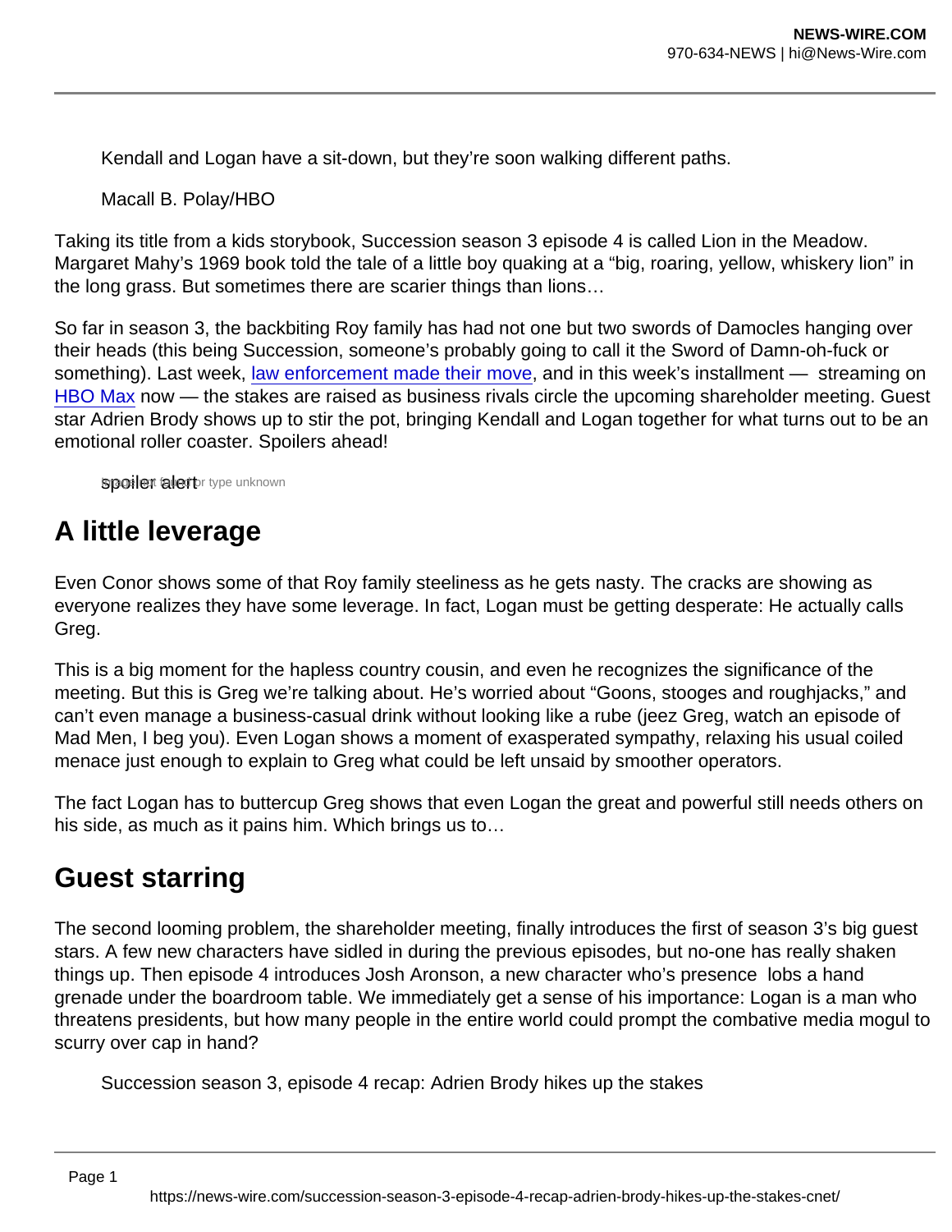Kendall and Logan have a sit-down, but they're soon walking different paths.

Macall B. Polay/HBO

Taking its title from a kids storybook, Succession season 3 episode 4 is called Lion in the Meadow. Margaret Mahy's 1969 book told the tale of a little boy quaking at a "big, roaring, yellow, whiskery lion" in the long grass. But sometimes there are scarier things than lions…

So far in season 3, the backbiting Roy family has had not one but two swords of Damocles hanging over their heads (this being Succession, someone's probably going to call it the Sword of Damn-oh-fuck or something). Last week, law enforcement made their move, and in this week's installment — streaming on HBO Max now — the stakes are raised as business rivals circle the upcoming shareholder meeting. Guest star Adrien Brody shows up to stir the pot, bringing Kendall and Logan together for what turns out to be an emotional roller coaster. Spoilers ahead!

spoiler alert

## A little leverage

Even Conor shows some of that Roy family steeliness as he gets nasty. The cracks are showing as everyone realizes they have some leverage. In fact, Logan must be getting desperate: He actually calls Greg.

This is a big moment for the hapless country cousin, and even he recognizes the significance of the meeting. But this is Greg we're talking about. He's worried about "Goons, stooges and roughjacks," and can't even manage a business-casual drink without looking like a rube (jeez Greg, watch an episode of Mad Men, I beg you). Even Logan shows a moment of exasperated sympathy, relaxing his usual coiled menace just enough to explain to Greg what could be left unsaid by smoother operators.

The fact Logan has to buttercup Greg shows that even Logan the great and powerful still needs others on his side, as much as it pains him. Which brings us to…

## Guest starring

The second looming problem, the shareholder meeting, finally introduces the first of season 3's big guest stars. A few new characters have sidled in during the previous episodes, but no-one has really shaken things up. Then episode 4 introduces Josh Aronson, a new character who's presence lobs a hand grenade under the boardroom table. We immediately get a sense of his importance: Logan is a man who threatens presidents, but how many people in the entire world could prompt the combative media mogul to scurry over cap in hand?

Succession season 3, episode 4 recap: Adrien Brody hikes up the stakes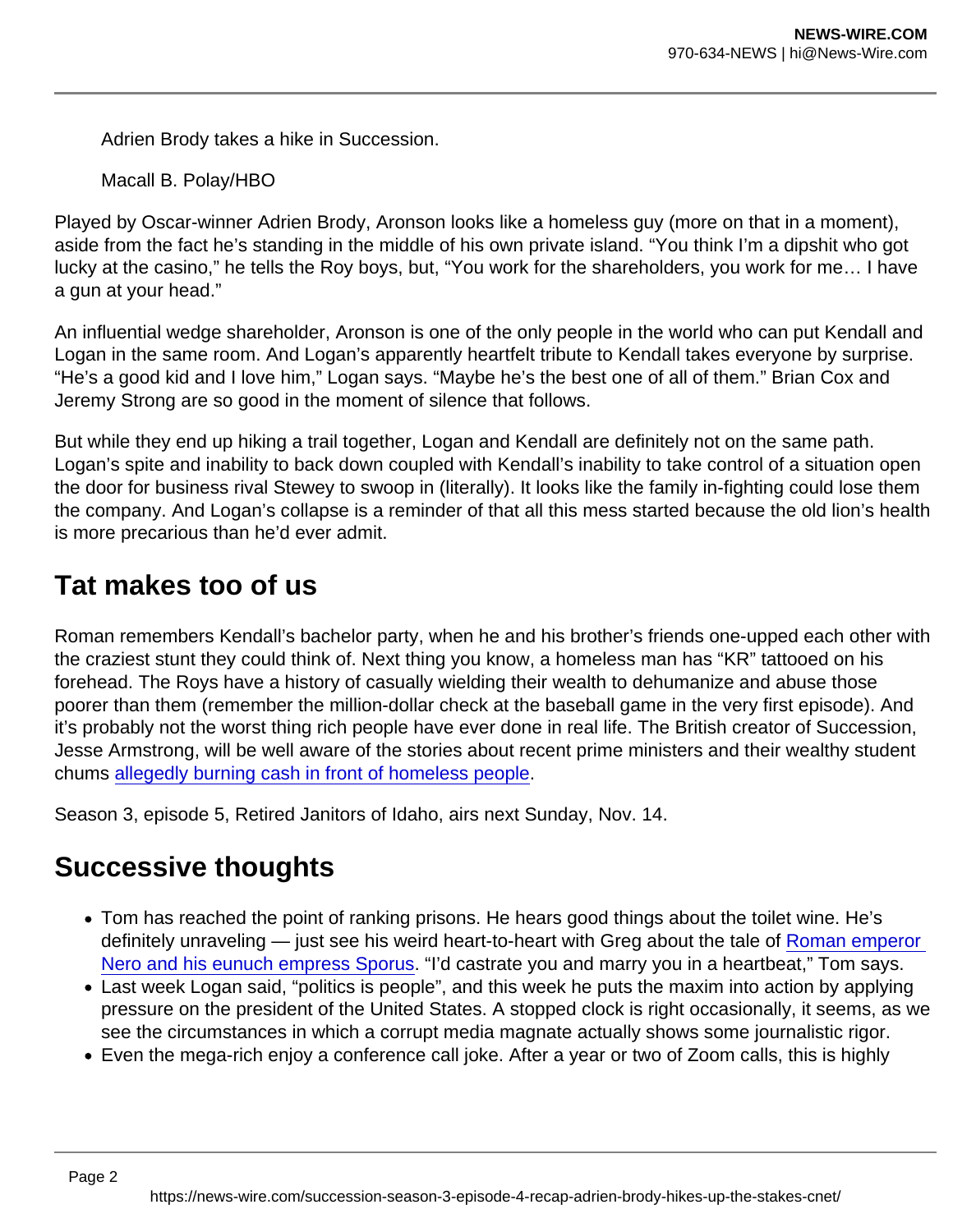Adrien Brody takes a hike in Succession.

Macall B. Polay/HBO

Played by Oscar-winner Adrien Brody, Aronson looks like a homeless guy (more on that in a moment), aside from the fact he's standing in the middle of his own private island. "You think I'm a dipshit who got lucky at the casino," he tells the Roy boys, but, "You work for the shareholders, you work for me… I have a gun at your head."

An influential wedge shareholder, Aronson is one of the only people in the world who can put Kendall and Logan in the same room. And Logan's apparently heartfelt tribute to Kendall takes everyone by surprise. "He's a good kid and I love him," Logan says. "Maybe he's the best one of all of them." Brian Cox and Jeremy Strong are so good in the moment of silence that follows.

But while they end up hiking a trail together, Logan and Kendall are definitely not on the same path. Logan's spite and inability to back down coupled with Kendall's inability to take control of a situation open the door for business rival Stewey to swoop in (literally). It looks like the family in-fighting could lose them the company. And Logan's collapse is a reminder of that all this mess started because the old lion's health is more precarious than he'd ever admit.

## Tat makes too of us

Roman remembers Kendall's bachelor party, when he and his brother's friends one-upped each other with the craziest stunt they could think of. Next thing you know, a homeless man has "KR" tattooed on his forehead. The Roys have a history of casually wielding their wealth to dehumanize and abuse those poorer than them (remember the million-dollar check at the baseball game in the very first episode). And it's probably not the worst thing rich people have ever done in real life. The British creator of Succession, Jesse Armstrong, will be well aware of the stories about recent prime ministers and their wealthy student chums allegedly burning cash in front of homeless people.

Season 3, episode 5, Retired Janitors of Idaho, airs next Sunday, Nov. 14.

## Successive thoughts

- Tom has reached the point of ranking prisons. He hears good things about the toilet wine. He's definitely unraveling — just see his weird heart-to-heart with Greg about the tale of Roman emperor Nero and his eunuch empress Sporus. "I'd castrate you and marry you in a heartbeat," Tom says.
- Last week Logan said, "politics is people", and this week he puts the maxim into action by applying pressure on the president of the United States. A stopped clock is right occasionally, it seems, as we see the circumstances in which a corrupt media magnate actually shows some journalistic rigor.
- Even the mega-rich enjoy a conference call joke. After a year or two of Zoom calls, this is highly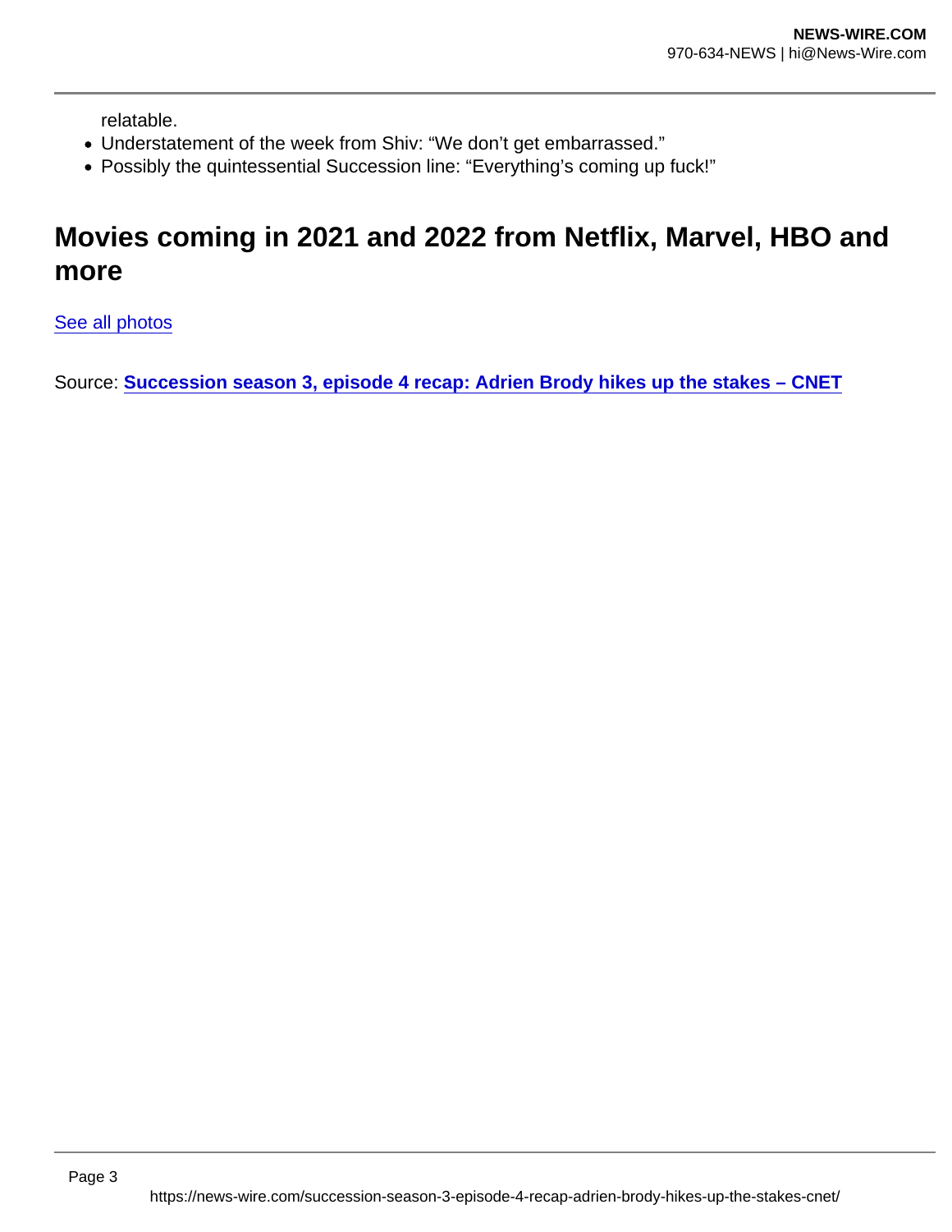relatable.
- Understatement of the week from Shiv: “We don’t get embarrassed.”
- Possibly the quintessential Succession line: “Everything’s coming up fuck!”

## Movies coming in 2021 and 2022 from Netflix, Marvel, HBO and more

See all photos

Source: **Succession season 3, episode 4 recap: Adrien Brody hikes up the stakes – CNET**